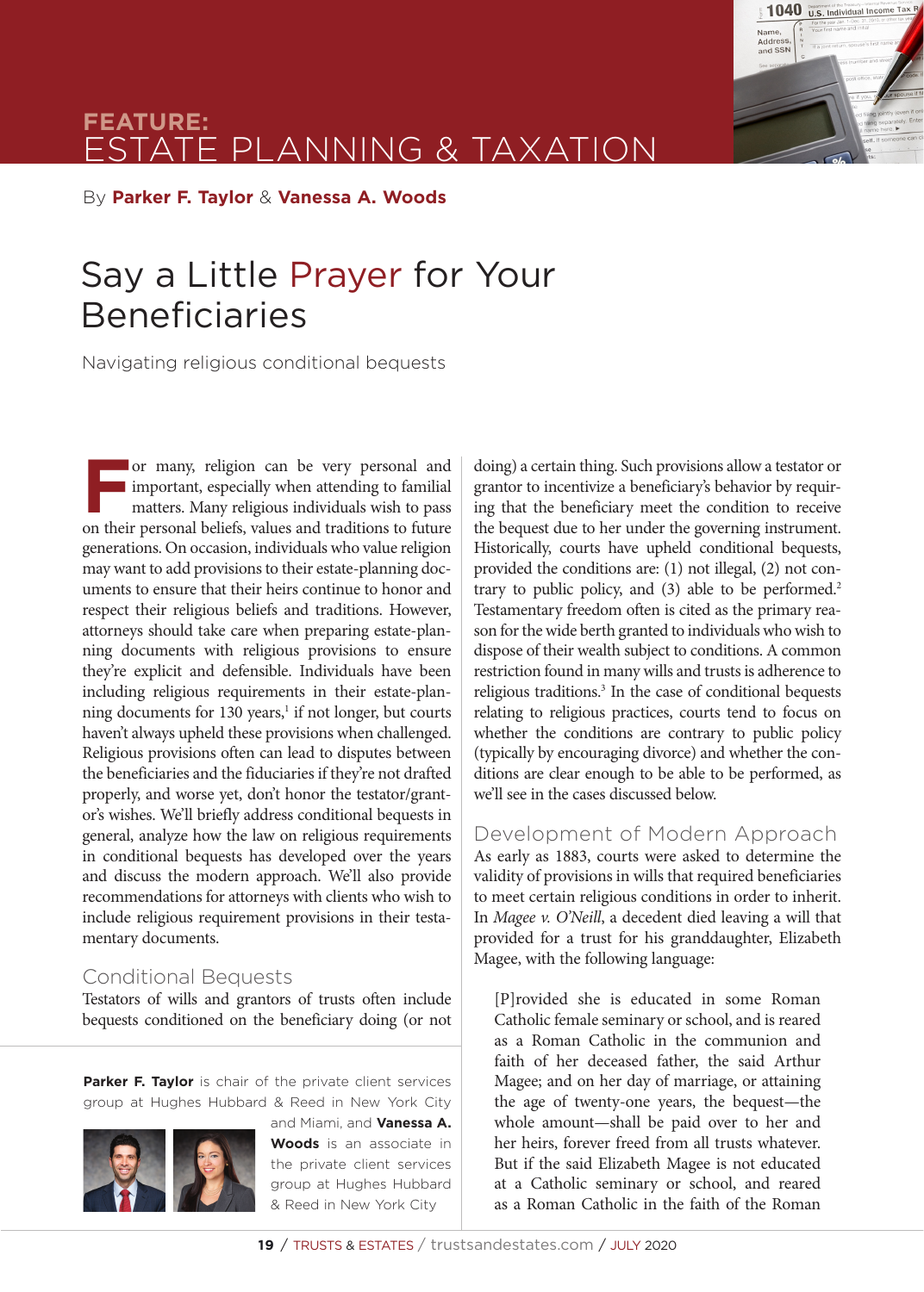FEATURE:
ESTATE PLANNING & TAXATION

By **Parker F. Taylor** & **Vanessa A. Woods**

# Say a Little Prayer for Your Beneficiaries

Navigating religious conditional bequests

For many, religion can be very personal and important, especially when attending to familial matters. Many religious individuals wish to pass on their personal beliefs, values and traditions to future generations. On occasion, individuals who value religion may want to add provisions to their estate-planning documents to ensure that their heirs continue to honor and respect their religious beliefs and traditions. However, attorneys should take care when preparing estate-planning documents with religious provisions to ensure they're explicit and defensible. Individuals have been including religious requirements in their estate-planning documents for 130 years,[1] if not longer, but courts haven't always upheld these provisions when challenged. Religious provisions often can lead to disputes between the beneficiaries and the fiduciaries if they're not drafted properly, and worse yet, don't honor the testator/grantor's wishes. We'll briefly address conditional bequests in general, analyze how the law on religious requirements in conditional bequests has developed over the years and discuss the modern approach. We'll also provide recommendations for attorneys with clients who wish to include religious requirement provisions in their testamentary documents.

## Conditional Bequests

Testators of wills and grantors of trusts often include bequests conditioned on the beneficiary doing (or not doing) a certain thing. Such provisions allow a testator or grantor to incentivize a beneficiary's behavior by requiring that the beneficiary meet the condition to receive the bequest due to her under the governing instrument. Historically, courts have upheld conditional bequests, provided the conditions are: (1) not illegal, (2) not contrary to public policy, and (3) able to be performed.[2] Testamentary freedom often is cited as the primary reason for the wide berth granted to individuals who wish to dispose of their wealth subject to conditions. A common restriction found in many wills and trusts is adherence to religious traditions.[3] In the case of conditional bequests relating to religious practices, courts tend to focus on whether the conditions are contrary to public policy (typically by encouraging divorce) and whether the conditions are clear enough to be able to be performed, as we'll see in the cases discussed below.

## Development of Modern Approach

As early as 1883, courts were asked to determine the validity of provisions in wills that required beneficiaries to meet certain religious conditions in order to inherit. In *Magee v. O'Neill*, a decedent died leaving a will that provided for a trust for his granddaughter, Elizabeth Magee, with the following language:

> [P]rovided she is educated in some Roman Catholic female seminary or school, and is reared as a Roman Catholic in the communion and faith of her deceased father, the said Arthur Magee; and on her day of marriage, or attaining the age of twenty-one years, the bequest—the whole amount—shall be paid over to her and her heirs, forever freed from all trusts whatever. But if the said Elizabeth Magee is not educated at a Catholic seminary or school, and reared as a Roman Catholic in the faith of the Roman

**Parker F. Taylor** is chair of the private client services group at Hughes Hubbard & Reed in New York City and Miami, and **Vanessa A. Woods** is an associate in the private client services group at Hughes Hubbard & Reed in New York City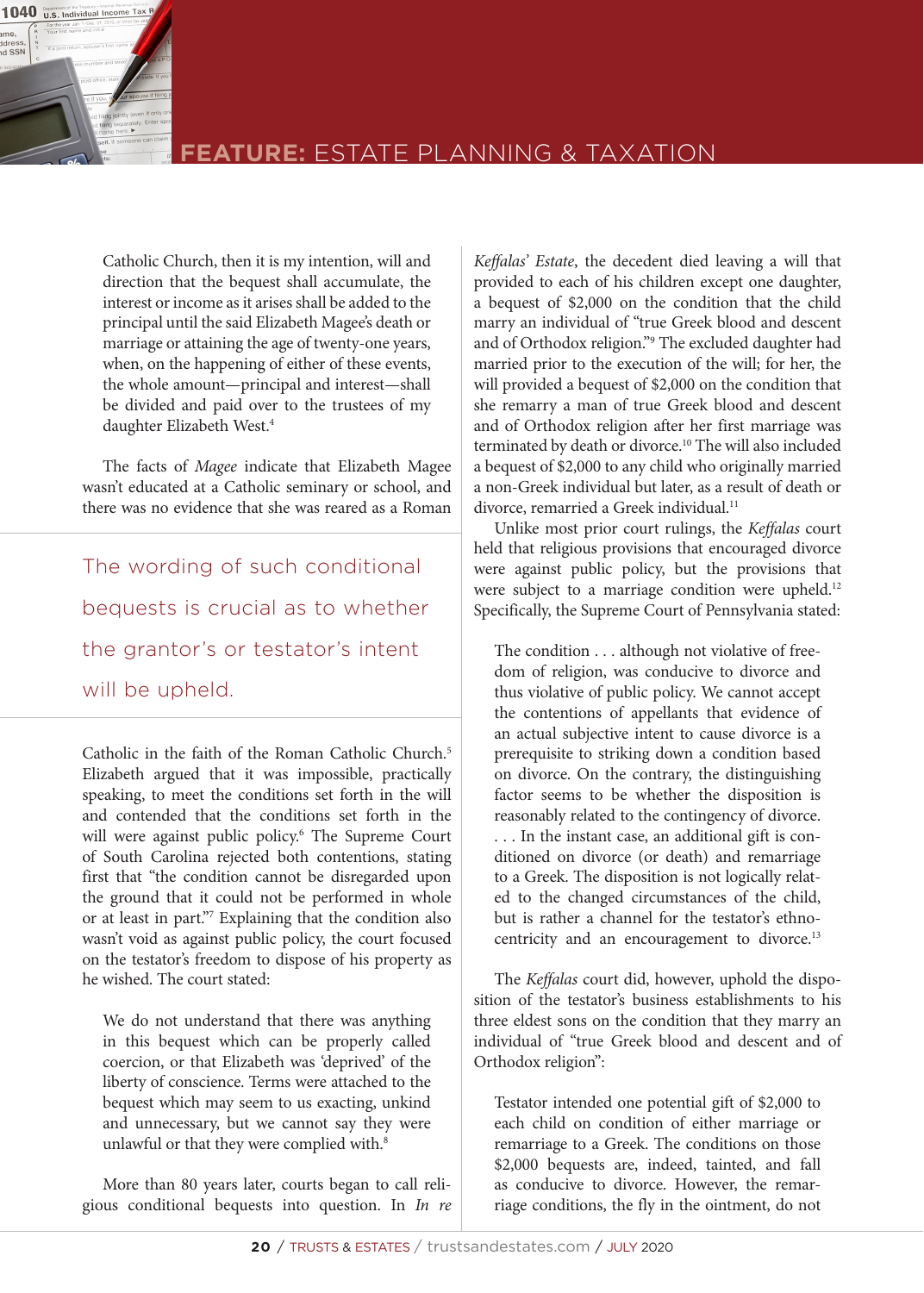Catholic Church, then it is my intention, will and direction that the bequest shall accumulate, the interest or income as it arises shall be added to the principal until the said Elizabeth Magee's death or marriage or attaining the age of twenty-one years, when, on the happening of either of these events, the whole amount—principal and interest—shall be divided and paid over to the trustees of my daughter Elizabeth West.[4]

The facts of *Magee* indicate that Elizabeth Magee wasn't educated at a Catholic seminary or school, and there was no evidence that she was reared as a Roman Catholic in the faith of the Roman Catholic Church.[5] Elizabeth argued that it was impossible, practically speaking, to meet the conditions set forth in the will and contended that the conditions set forth in the will were against public policy.[6] The Supreme Court of South Carolina rejected both contentions, stating first that "the condition cannot be disregarded upon the ground that it could not be performed in whole or at least in part."[7] Explaining that the condition also wasn't void as against public policy, the court focused on the testator's freedom to dispose of his property as he wished. The court stated:

> We do not understand that there was anything in this bequest which can be properly called coercion, or that Elizabeth was 'deprived' of the liberty of conscience. Terms were attached to the bequest which may seem to us exacting, unkind and unnecessary, but we cannot say they were unlawful or that they were complied with.[8]

More than 80 years later, courts began to call religious conditional bequests into question. In *In re Keffalas' Estate*, the decedent died leaving a will that provided to each of his children except one daughter, a bequest of $2,000 on the condition that the child marry an individual of "true Greek blood and descent and of Orthodox religion."[9] The excluded daughter had married prior to the execution of the will; for her, the will provided a bequest of $2,000 on the condition that she remarry a man of true Greek blood and descent and of Orthodox religion after her first marriage was terminated by death or divorce.[10] The will also included a bequest of $2,000 to any child who originally married a non-Greek individual but later, as a result of death or divorce, remarried a Greek individual.[11]

> The wording of such conditional bequests is crucial as to whether the grantor's or testator's intent will be upheld.

Unlike most prior court rulings, the *Keffalas* court held that religious provisions that encouraged divorce were against public policy, but the provisions that were subject to a marriage condition were upheld.[12] Specifically, the Supreme Court of Pennsylvania stated:

> The condition . . . although not violative of freedom of religion, was conducive to divorce and thus violative of public policy. We cannot accept the contentions of appellants that evidence of an actual subjective intent to cause divorce is a prerequisite to striking down a condition based on divorce. On the contrary, the distinguishing factor seems to be whether the disposition is reasonably related to the contingency of divorce. . . . In the instant case, an additional gift is conditioned on divorce (or death) and remarriage to a Greek. The disposition is not logically related to the changed circumstances of the child, but is rather a channel for the testator's ethnocentricity and an encouragement to divorce.[13]

The *Keffalas* court did, however, uphold the disposition of the testator's business establishments to his three eldest sons on the condition that they marry an individual of "true Greek blood and descent and of Orthodox religion":

> Testator intended one potential gift of $2,000 to each child on condition of either marriage or remarriage to a Greek. The conditions on those $2,000 bequests are, indeed, tainted, and fall as conducive to divorce. However, the remarriage conditions, the fly in the ointment, do not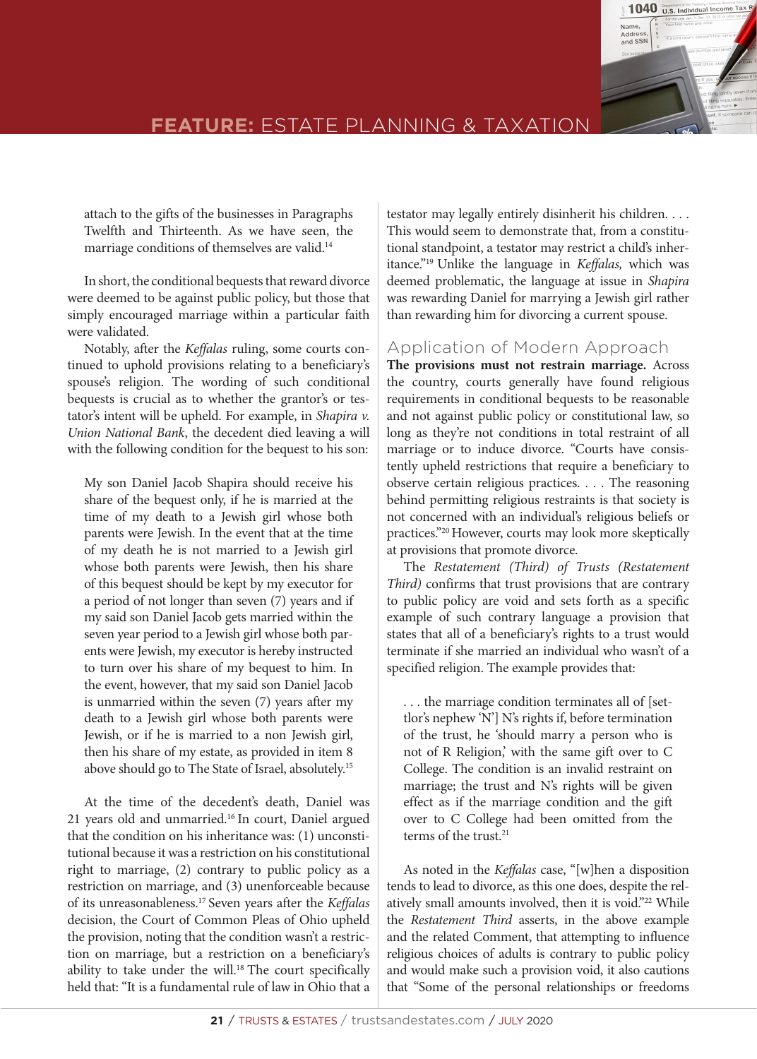attach to the gifts of the businesses in Paragraphs Twelfth and Thirteenth. As we have seen, the marriage conditions of themselves are valid.[14]

In short, the conditional bequests that reward divorce were deemed to be against public policy, but those that simply encouraged marriage within a particular faith were validated.

Notably, after the *Keffalas* ruling, some courts continued to uphold provisions relating to a beneficiary's spouse's religion. The wording of such conditional bequests is crucial as to whether the grantor's or testator's intent will be upheld. For example, in *Shapira v. Union National Bank*, the decedent died leaving a will with the following condition for the bequest to his son:

> My son Daniel Jacob Shapira should receive his share of the bequest only, if he is married at the time of my death to a Jewish girl whose both parents were Jewish. In the event that at the time of my death he is not married to a Jewish girl whose both parents were Jewish, then his share of this bequest should be kept by my executor for a period of not longer than seven (7) years and if my said son Daniel Jacob gets married within the seven year period to a Jewish girl whose both parents were Jewish, my executor is hereby instructed to turn over his share of my bequest to him. In the event, however, that my said son Daniel Jacob is unmarried within the seven (7) years after my death to a Jewish girl whose both parents were Jewish, or if he is married to a non Jewish girl, then his share of my estate, as provided in item 8 above should go to The State of Israel, absolutely.[15]

At the time of the decedent's death, Daniel was 21 years old and unmarried.[16] In court, Daniel argued that the condition on his inheritance was: (1) unconstitutional because it was a restriction on his constitutional right to marriage, (2) contrary to public policy as a restriction on marriage, and (3) unenforceable because of its unreasonableness.[17] Seven years after the *Keffalas* decision, the Court of Common Pleas of Ohio upheld the provision, noting that the condition wasn't a restriction on marriage, but a restriction on a beneficiary's ability to take under the will.[18] The court specifically held that: "It is a fundamental rule of law in Ohio that a testator may legally entirely disinherit his children. . . . This would seem to demonstrate that, from a constitutional standpoint, a testator may restrict a child's inheritance."[19] Unlike the language in *Keffalas,* which was deemed problematic, the language at issue in *Shapira* was rewarding Daniel for marrying a Jewish girl rather than rewarding him for divorcing a current spouse.

## Application of Modern Approach

**The provisions must not restrain marriage.** Across the country, courts generally have found religious requirements in conditional bequests to be reasonable and not against public policy or constitutional law, so long as they're not conditions in total restraint of all marriage or to induce divorce. "Courts have consistently upheld restrictions that require a beneficiary to observe certain religious practices. . . . The reasoning behind permitting religious restraints is that society is not concerned with an individual's religious beliefs or practices."[20] However, courts may look more skeptically at provisions that promote divorce.

The *Restatement (Third) of Trusts (Restatement Third)* confirms that trust provisions that are contrary to public policy are void and sets forth as a specific example of such contrary language a provision that states that all of a beneficiary's rights to a trust would terminate if she married an individual who wasn't of a specified religion. The example provides that:

> . . . the marriage condition terminates all of [settlor's nephew 'N'] N's rights if, before termination of the trust, he 'should marry a person who is not of R Religion,' with the same gift over to C College. The condition is an invalid restraint on marriage; the trust and N's rights will be given effect as if the marriage condition and the gift over to C College had been omitted from the terms of the trust.[21]

As noted in the *Keffalas* case, "[w]hen a disposition tends to lead to divorce, as this one does, despite the relatively small amounts involved, then it is void."[22] While the *Restatement Third* asserts, in the above example and the related Comment, that attempting to influence religious choices of adults is contrary to public policy and would make such a provision void, it also cautions that "Some of the personal relationships or freedoms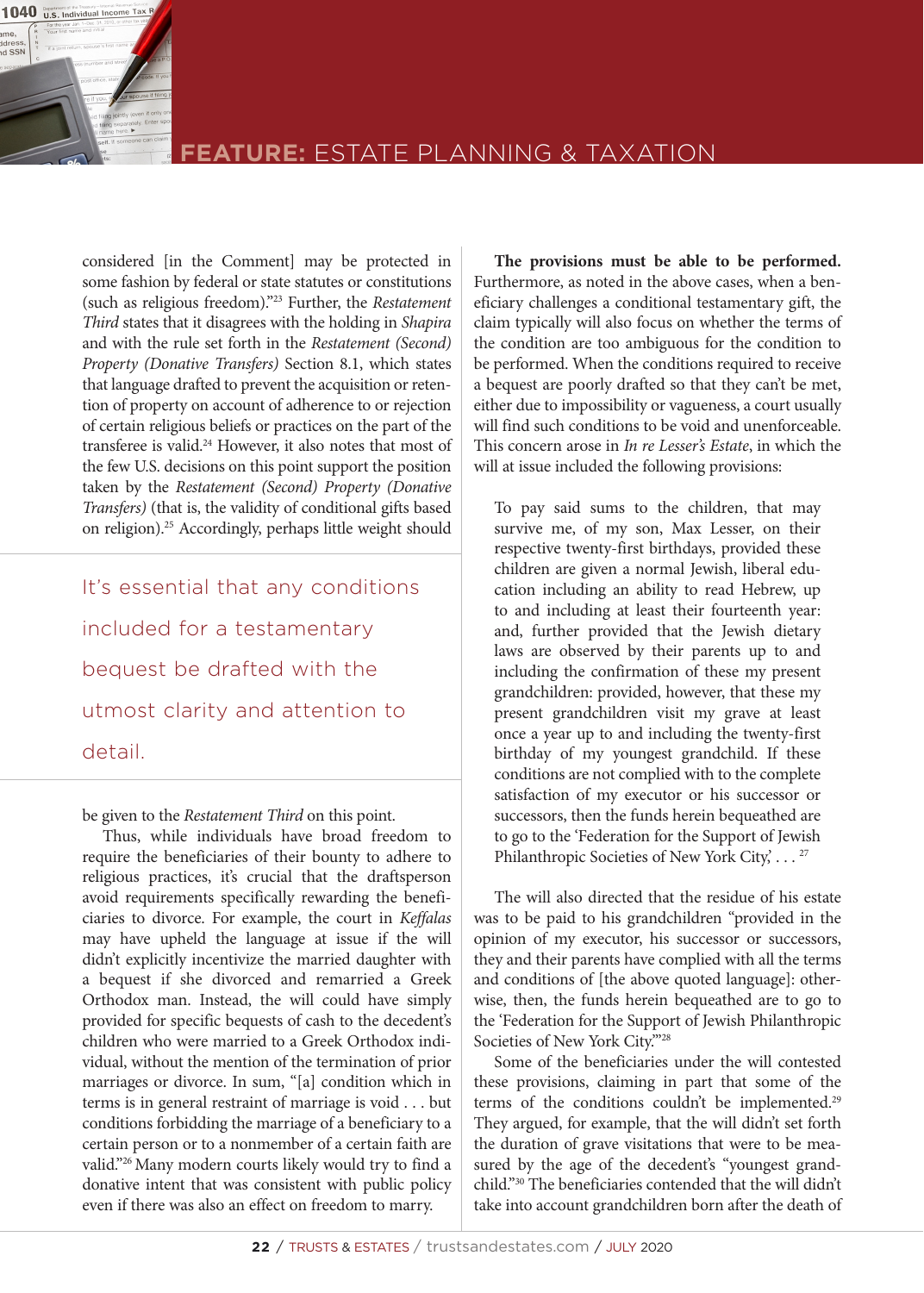considered [in the Comment] may be protected in some fashion by federal or state statutes or constitutions (such as religious freedom)."[23] Further, the *Restatement Third* states that it disagrees with the holding in *Shapira* and with the rule set forth in the *Restatement (Second) Property (Donative Transfers)* Section 8.1, which states that language drafted to prevent the acquisition or retention of property on account of adherence to or rejection of certain religious beliefs or practices on the part of the transferee is valid.[24] However, it also notes that most of the few U.S. decisions on this point support the position taken by the *Restatement (Second) Property (Donative Transfers)* (that is, the validity of conditional gifts based on religion).[25] Accordingly, perhaps little weight should be given to the *Restatement Third* on this point.

> It's essential that any conditions included for a testamentary bequest be drafted with the utmost clarity and attention to detail.

Thus, while individuals have broad freedom to require the beneficiaries of their bounty to adhere to religious practices, it's crucial that the draftsperson avoid requirements specifically rewarding the beneficiaries to divorce. For example, the court in *Keffalas* may have upheld the language at issue if the will didn't explicitly incentivize the married daughter with a bequest if she divorced and remarried a Greek Orthodox man. Instead, the will could have simply provided for specific bequests of cash to the decedent's children who were married to a Greek Orthodox individual, without the mention of the termination of prior marriages or divorce. In sum, "[a] condition which in terms is in general restraint of marriage is void . . . but conditions forbidding the marriage of a beneficiary to a certain person or to a nonmember of a certain faith are valid."[26] Many modern courts likely would try to find a donative intent that was consistent with public policy even if there was also an effect on freedom to marry.

**The provisions must be able to be performed.** Furthermore, as noted in the above cases, when a beneficiary challenges a conditional testamentary gift, the claim typically will also focus on whether the terms of the condition are too ambiguous for the condition to be performed. When the conditions required to receive a bequest are poorly drafted so that they can't be met, either due to impossibility or vagueness, a court usually will find such conditions to be void and unenforceable. This concern arose in *In re Lesser's Estate*, in which the will at issue included the following provisions:

> To pay said sums to the children, that may survive me, of my son, Max Lesser, on their respective twenty-first birthdays, provided these children are given a normal Jewish, liberal education including an ability to read Hebrew, up to and including at least their fourteenth year: and, further provided that the Jewish dietary laws are observed by their parents up to and including the confirmation of these my present grandchildren: provided, however, that these my present grandchildren visit my grave at least once a year up to and including the twenty-first birthday of my youngest grandchild. If these conditions are not complied with to the complete satisfaction of my executor or his successor or successors, then the funds herein bequeathed are to go to the 'Federation for the Support of Jewish Philanthropic Societies of New York City,' . . . [27]

The will also directed that the residue of his estate was to be paid to his grandchildren "provided in the opinion of my executor, his successor or successors, they and their parents have complied with all the terms and conditions of [the above quoted language]: otherwise, then, the funds herein bequeathed are to go to the 'Federation for the Support of Jewish Philanthropic Societies of New York City.'"[28]

Some of the beneficiaries under the will contested these provisions, claiming in part that some of the terms of the conditions couldn't be implemented.[29] They argued, for example, that the will didn't set forth the duration of grave visitations that were to be measured by the age of the decedent's "youngest grandchild."[30] The beneficiaries contended that the will didn't take into account grandchildren born after the death of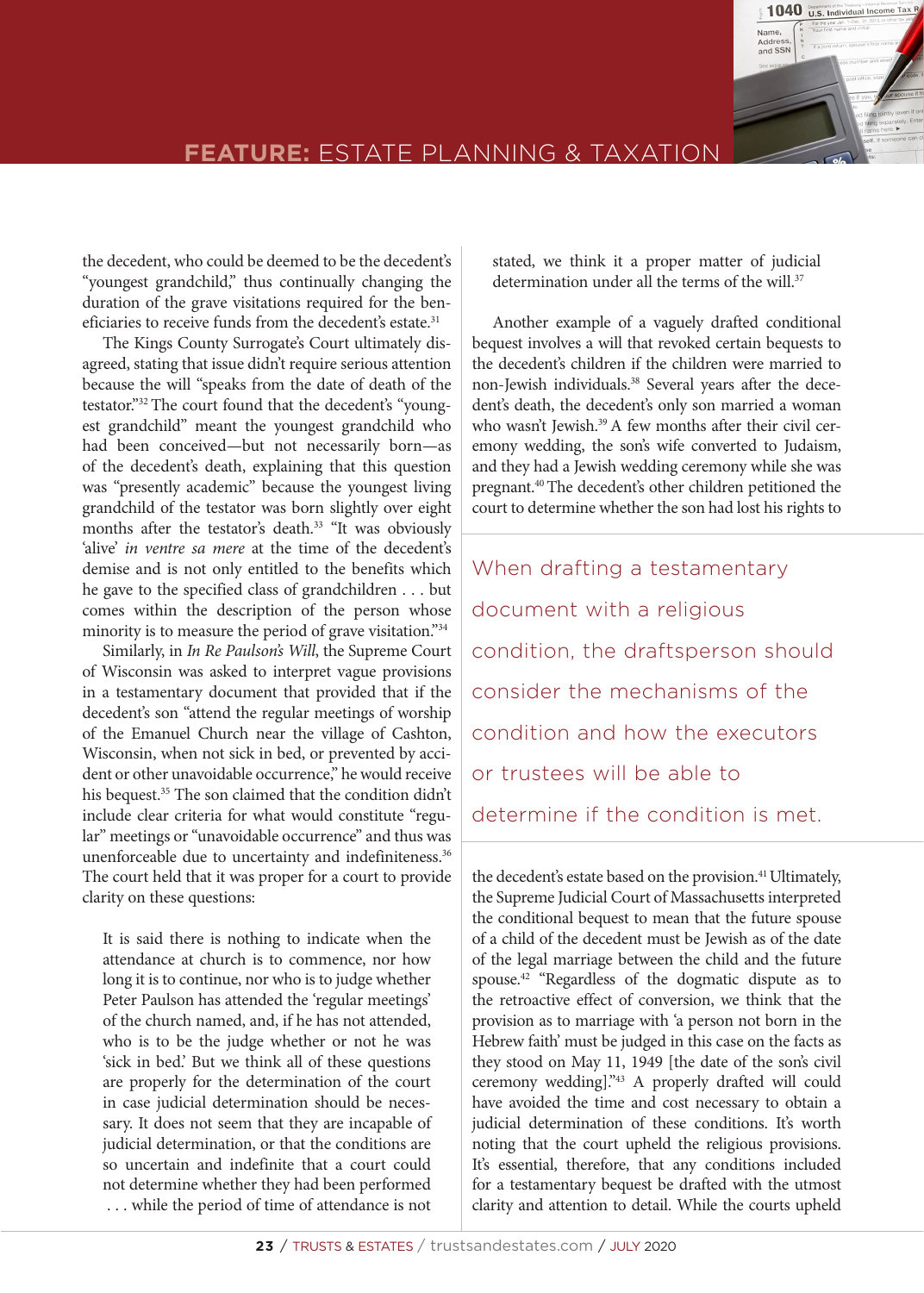the decedent, who could be deemed to be the decedent's "youngest grandchild," thus continually changing the duration of the grave visitations required for the beneficiaries to receive funds from the decedent's estate.[31]

The Kings County Surrogate's Court ultimately disagreed, stating that issue didn't require serious attention because the will "speaks from the date of death of the testator."[32] The court found that the decedent's "youngest grandchild" meant the youngest grandchild who had been conceived—but not necessarily born—as of the decedent's death, explaining that this question was "presently academic" because the youngest living grandchild of the testator was born slightly over eight months after the testator's death.[33] "It was obviously 'alive' *in ventre sa mere* at the time of the decedent's demise and is not only entitled to the benefits which he gave to the specified class of grandchildren . . . but comes within the description of the person whose minority is to measure the period of grave visitation."[34]

Similarly, in *In Re Paulson's Will*, the Supreme Court of Wisconsin was asked to interpret vague provisions in a testamentary document that provided that if the decedent's son "attend the regular meetings of worship of the Emanuel Church near the village of Cashton, Wisconsin, when not sick in bed, or prevented by accident or other unavoidable occurrence," he would receive his bequest.[35] The son claimed that the condition didn't include clear criteria for what would constitute "regular" meetings or "unavoidable occurrence" and thus was unenforceable due to uncertainty and indefiniteness.[36] The court held that it was proper for a court to provide clarity on these questions:

> It is said there is nothing to indicate when the attendance at church is to commence, nor how long it is to continue, nor who is to judge whether Peter Paulson has attended the 'regular meetings' of the church named, and, if he has not attended, who is to be the judge whether or not he was 'sick in bed.' But we think all of these questions are properly for the determination of the court in case judicial determination should be necessary. It does not seem that they are incapable of judicial determination, or that the conditions are so uncertain and indefinite that a court could not determine whether they had been performed . . . while the period of time of attendance is not stated, we think it a proper matter of judicial determination under all the terms of the will.[37]

Another example of a vaguely drafted conditional bequest involves a will that revoked certain bequests to the decedent's children if the children were married to non-Jewish individuals.[38] Several years after the decedent's death, the decedent's only son married a woman who wasn't Jewish.[39] A few months after their civil ceremony wedding, the son's wife converted to Judaism, and they had a Jewish wedding ceremony while she was pregnant.[40] The decedent's other children petitioned the court to determine whether the son had lost his rights to the decedent's estate based on the provision.[41] Ultimately, the Supreme Judicial Court of Massachusetts interpreted the conditional bequest to mean that the future spouse of a child of the decedent must be Jewish as of the date of the legal marriage between the child and the future spouse.[42] "Regardless of the dogmatic dispute as to the retroactive effect of conversion, we think that the provision as to marriage with 'a person not born in the Hebrew faith' must be judged in this case on the facts as they stood on May 11, 1949 [the date of the son's civil ceremony wedding]."[43] A properly drafted will could have avoided the time and cost necessary to obtain a judicial determination of these conditions. It's worth noting that the court upheld the religious provisions. It's essential, therefore, that any conditions included for a testamentary bequest be drafted with the utmost clarity and attention to detail. While the courts upheld

> When drafting a testamentary document with a religious condition, the draftsperson should consider the mechanisms of the condition and how the executors or trustees will be able to determine if the condition is met.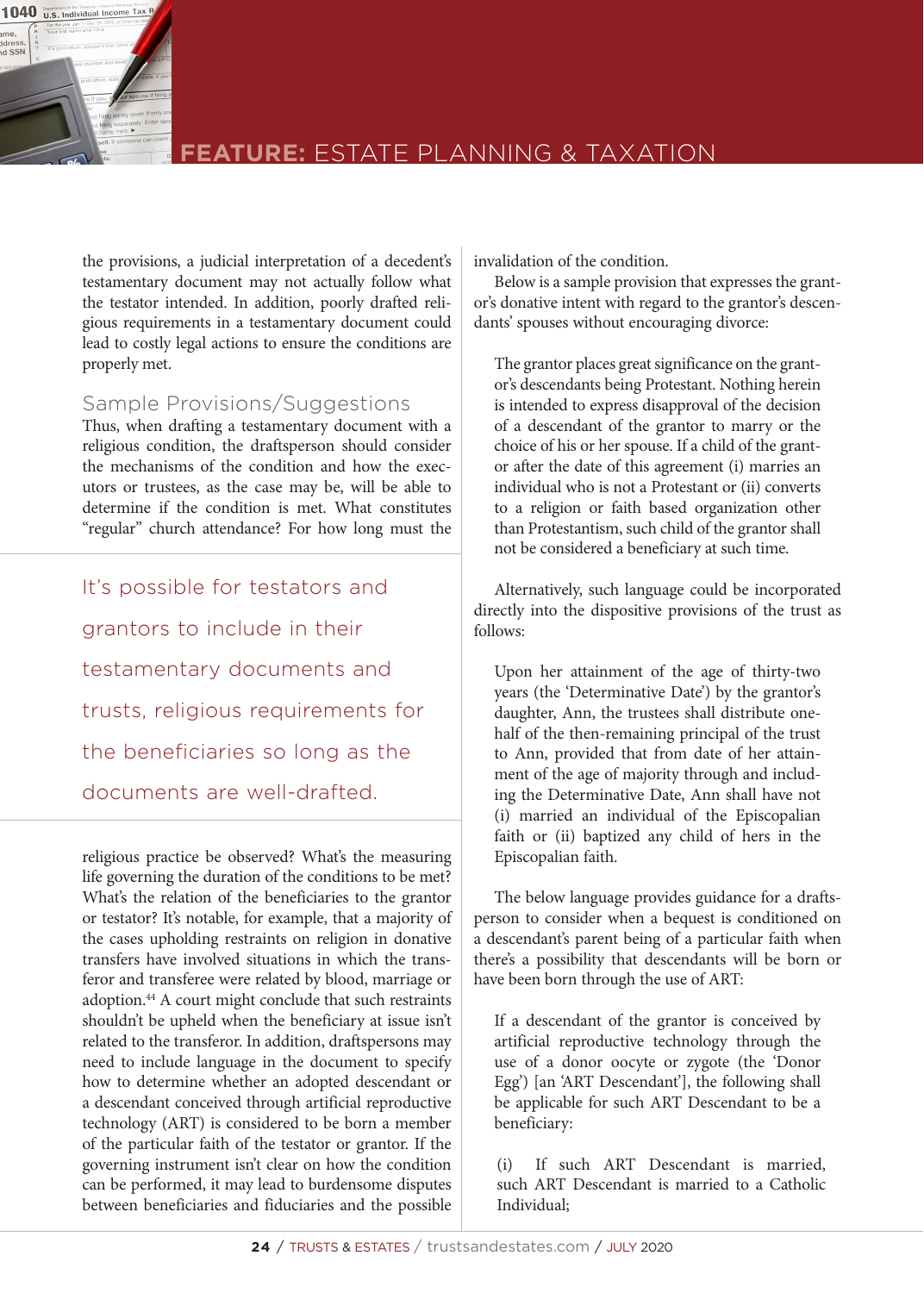the provisions, a judicial interpretation of a decedent's testamentary document may not actually follow what the testator intended. In addition, poorly drafted religious requirements in a testamentary document could lead to costly legal actions to ensure the conditions are properly met.

## Sample Provisions/Suggestions

Thus, when drafting a testamentary document with a religious condition, the draftsperson should consider the mechanisms of the condition and how the executors or trustees, as the case may be, will be able to determine if the condition is met. What constitutes "regular" church attendance? For how long must the religious practice be observed? What's the measuring life governing the duration of the conditions to be met? What's the relation of the beneficiaries to the grantor or testator? It's notable, for example, that a majority of the cases upholding restraints on religion in donative transfers have involved situations in which the transferor and transferee were related by blood, marriage or adoption.[44] A court might conclude that such restraints shouldn't be upheld when the beneficiary at issue isn't related to the transferor. In addition, draftspersons may need to include language in the document to specify how to determine whether an adopted descendant or a descendant conceived through artificial reproductive technology (ART) is considered to be born a member of the particular faith of the testator or grantor. If the governing instrument isn't clear on how the condition can be performed, it may lead to burdensome disputes between beneficiaries and fiduciaries and the possible invalidation of the condition.

> It's possible for testators and grantors to include in their testamentary documents and trusts, religious requirements for the beneficiaries so long as the documents are well-drafted.

Below is a sample provision that expresses the grantor's donative intent with regard to the grantor's descendants' spouses without encouraging divorce:

> The grantor places great significance on the grantor's descendants being Protestant. Nothing herein is intended to express disapproval of the decision of a descendant of the grantor to marry or the choice of his or her spouse. If a child of the grantor after the date of this agreement (i) marries an individual who is not a Protestant or (ii) converts to a religion or faith based organization other than Protestantism, such child of the grantor shall not be considered a beneficiary at such time.

Alternatively, such language could be incorporated directly into the dispositive provisions of the trust as follows:

> Upon her attainment of the age of thirty-two years (the 'Determinative Date') by the grantor's daughter, Ann, the trustees shall distribute one-half of the then-remaining principal of the trust to Ann, provided that from date of her attainment of the age of majority through and including the Determinative Date, Ann shall have not (i) married an individual of the Episcopalian faith or (ii) baptized any child of hers in the Episcopalian faith.

The below language provides guidance for a draftsperson to consider when a bequest is conditioned on a descendant's parent being of a particular faith when there's a possibility that descendants will be born or have been born through the use of ART:

> If a descendant of the grantor is conceived by artificial reproductive technology through the use of a donor oocyte or zygote (the 'Donor Egg') [an 'ART Descendant'], the following shall be applicable for such ART Descendant to be a beneficiary:
>
> (i) If such ART Descendant is married, such ART Descendant is married to a Catholic Individual;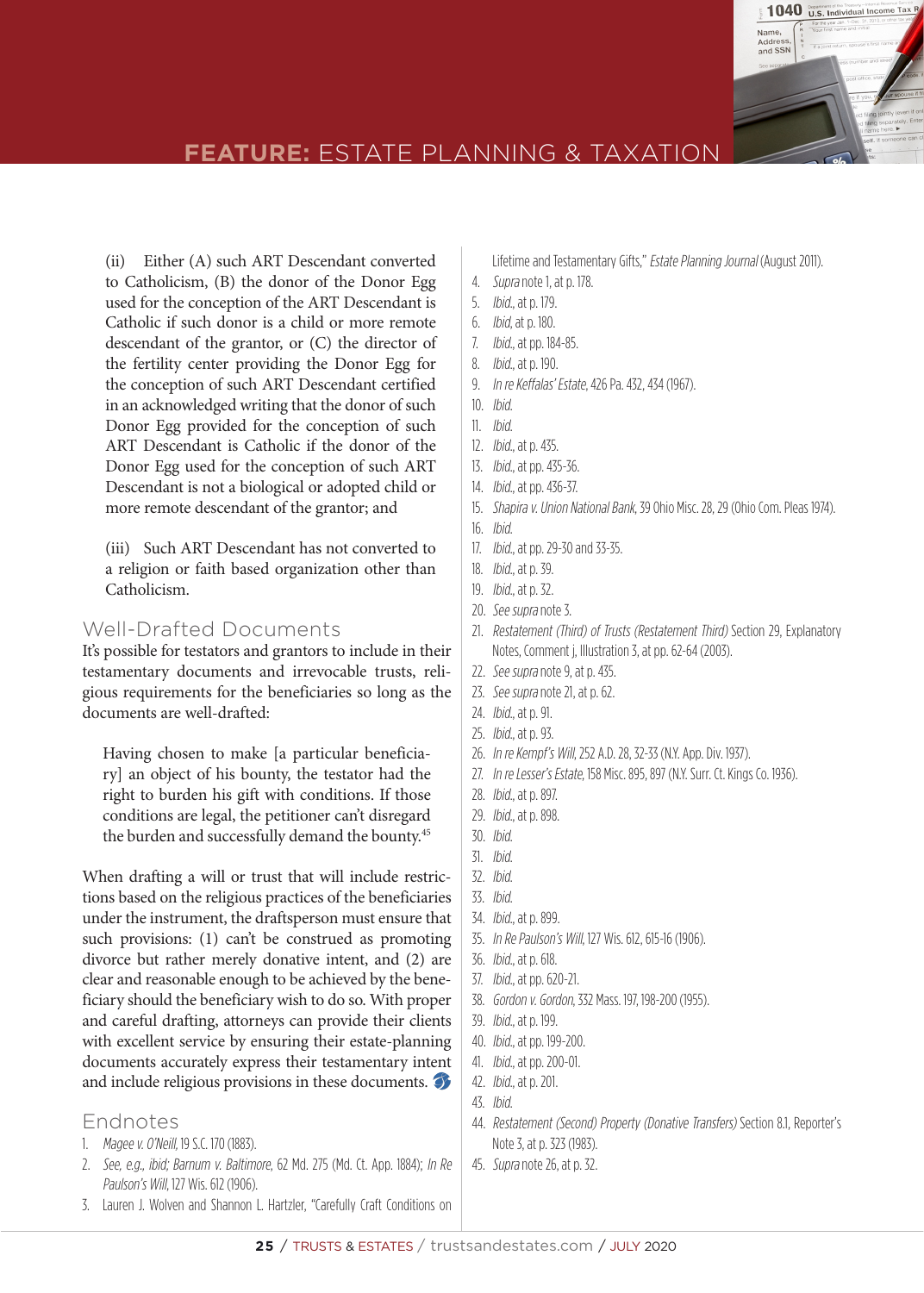(ii) Either (A) such ART Descendant converted to Catholicism, (B) the donor of the Donor Egg used for the conception of the ART Descendant is Catholic if such donor is a child or more remote descendant of the grantor, or (C) the director of the fertility center providing the Donor Egg for the conception of such ART Descendant certified in an acknowledged writing that the donor of such Donor Egg provided for the conception of such ART Descendant is Catholic if the donor of the Donor Egg used for the conception of such ART Descendant is not a biological or adopted child or more remote descendant of the grantor; and

(iii) Such ART Descendant has not converted to a religion or faith based organization other than Catholicism.

## Well-Drafted Documents

It's possible for testators and grantors to include in their testamentary documents and irrevocable trusts, religious requirements for the beneficiaries so long as the documents are well-drafted:

> Having chosen to make [a particular beneficiary] an object of his bounty, the testator had the right to burden his gift with conditions. If those conditions are legal, the petitioner can't disregard the burden and successfully demand the bounty.[45]

When drafting a will or trust that will include restrictions based on the religious practices of the beneficiaries under the instrument, the draftsperson must ensure that such provisions: (1) can't be construed as promoting divorce but rather merely donative intent, and (2) are clear and reasonable enough to be achieved by the beneficiary should the beneficiary wish to do so. With proper and careful drafting, attorneys can provide their clients with excellent service by ensuring their estate-planning documents accurately express their testamentary intent and include religious provisions in these documents.

## Endnotes

1. *Magee v. O'Neill*, 19 S.C. 170 (1883).
2. *See, e.g., ibid; Barnum v. Baltimore*, 62 Md. 275 (Md. Ct. App. 1884); *In Re Paulson's Will*, 127 Wis. 612 (1906).
3. Lauren J. Wolven and Shannon L. Hartzler, "Carefully Craft Conditions on Lifetime and Testamentary Gifts," *Estate Planning Journal* (August 2011).
4. *Supra* note 1, at p. 178.
5. *Ibid.*, at p. 179.
6. *Ibid*, at p. 180.
7. *Ibid.*, at pp. 184-85.
8. *Ibid.*, at p. 190.
9. *In re Keffalas' Estate*, 426 Pa. 432, 434 (1967).
10. *Ibid.*
11. *Ibid.*
12. *Ibid.*, at p. 435.
13. *Ibid.*, at pp. 435-36.
14. *Ibid.*, at pp. 436-37.
15. *Shapira v. Union National Bank*, 39 Ohio Misc. 28, 29 (Ohio Com. Pleas 1974).
16. *Ibid.*
17. *Ibid.*, at pp. 29-30 and 33-35.
18. *Ibid.*, at p. 39.
19. *Ibid.*, at p. 32.
20. *See supra* note 3.
21. *Restatement (Third) of Trusts (Restatement Third)* Section 29, Explanatory Notes, Comment j, Illustration 3, at pp. 62-64 (2003).
22. *See supra* note 9, at p. 435.
23. *See supra* note 21, at p. 62.
24. *Ibid.*, at p. 91.
25. *Ibid.*, at p. 93.
26. *In re Kempf's Will*, 252 A.D. 28, 32-33 (N.Y. App. Div. 1937).
27. *In re Lesser's Estate*, 158 Misc. 895, 897 (N.Y. Surr. Ct. Kings Co. 1936).
28. *Ibid.*, at p. 897.
29. *Ibid.*, at p. 898.
30. *Ibid.*
31. *Ibid.*
32. *Ibid.*
33. *Ibid.*
34. *Ibid.*, at p. 899.
35. *In Re Paulson's Will*, 127 Wis. 612, 615-16 (1906).
36. *Ibid.*, at p. 618.
37. *Ibid.*, at pp. 620-21.
38. *Gordon v. Gordon*, 332 Mass. 197, 198-200 (1955).
39. *Ibid.*, at p. 199.
40. *Ibid.*, at pp. 199-200.
41. *Ibid.*, at pp. 200-01.
42. *Ibid.*, at p. 201.
43. *Ibid.*
44. *Restatement (Second) Property (Donative Transfers)* Section 8.1, Reporter's Note 3, at p. 323 (1983).
45. *Supra* note 26, at p. 32.